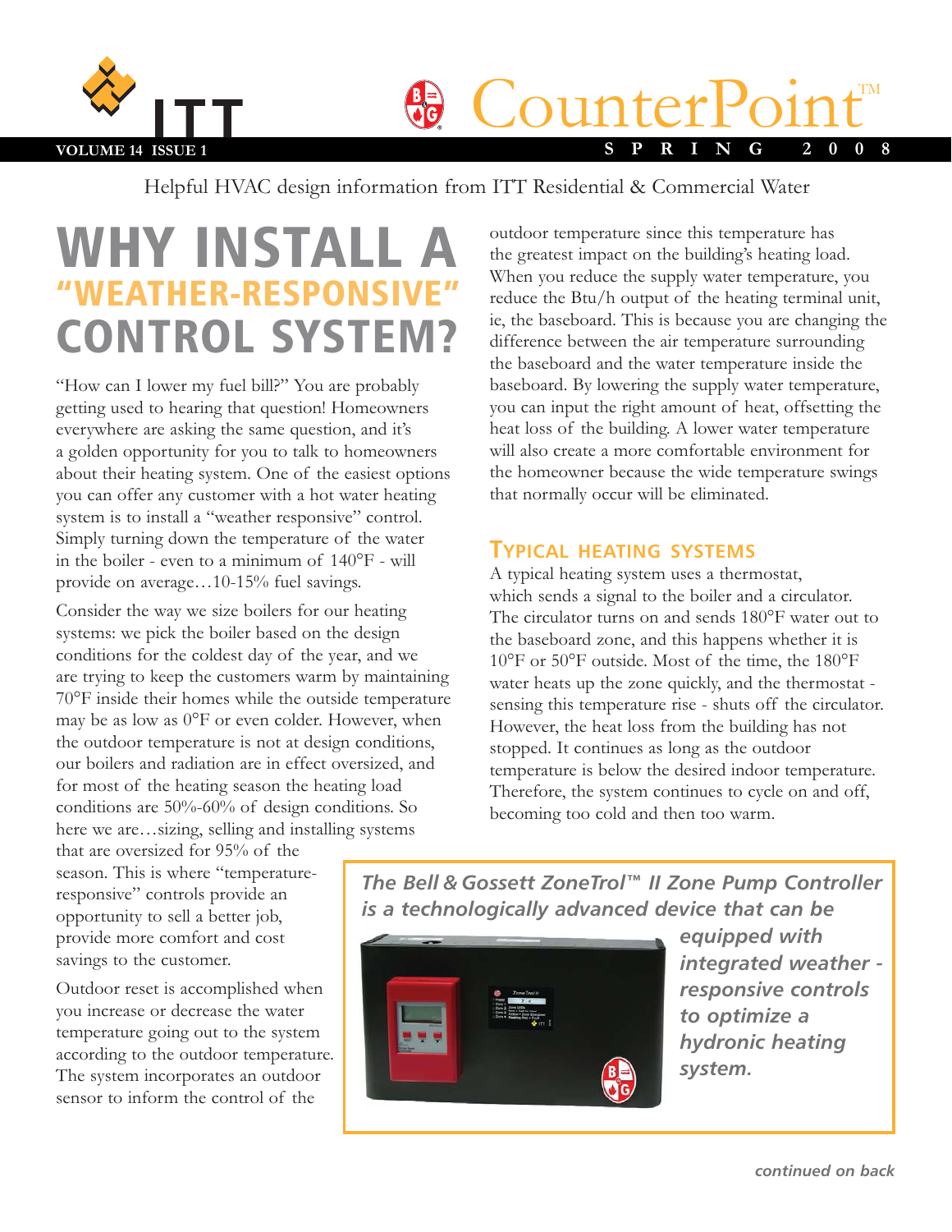# CounterPoint™

Helpful HVAC design information from ITT Residential & Commercial Water

## WHY INSTALL A "WEATHER-RESPONSIVE" CONTROL SYSTEM?

"How can I lower my fuel bill?" You are probably getting used to hearing that question! Homeowners everywhere are asking the same question, and it's a golden opportunity for you to talk to homeowners about their heating system. One of the easiest options you can offer any customer with a hot water heating system is to install a "weather responsive" control. Simply turning down the temperature of the water in the boiler - even to a minimum of 140°F - will provide on average…10-15% fuel savings.

Consider the way we size boilers for our heating systems: we pick the boiler based on the design conditions for the coldest day of the year, and we are trying to keep the customers warm by maintaining 70°F inside their homes while the outside temperature may be as low as 0°F or even colder. However, when the outdoor temperature is not at design conditions, our boilers and radiation are in effect oversized, and for most of the heating season the heating load conditions are 50%-60% of design conditions. So here we are…sizing, selling and installing systems that are oversized for 95% of the season. This is where "temperature-responsive" controls provide an opportunity to sell a better job, provide more comfort and cost savings to the customer.

Outdoor reset is accomplished when you increase or decrease the water temperature going out to the system according to the outdoor temperature. The system incorporates an outdoor sensor to inform the control of the outdoor temperature since this temperature has the greatest impact on the building's heating load. When you reduce the supply water temperature, you reduce the Btu/h output of the heating terminal unit, ie, the baseboard. This is because you are changing the difference between the air temperature surrounding the baseboard and the water temperature inside the baseboard. By lowering the supply water temperature, you can input the right amount of heat, offsetting the heat loss of the building. A lower water temperature will also create a more comfortable environment for the homeowner because the wide temperature swings that normally occur will be eliminated.

### TYPICAL HEATING SYSTEMS

A typical heating system uses a thermostat, which sends a signal to the boiler and a circulator. The circulator turns on and sends 180°F water out to the baseboard zone, and this happens whether it is 10°F or 50°F outside. Most of the time, the 180°F water heats up the zone quickly, and the thermostat - sensing this temperature rise - shuts off the circulator. However, the heat loss from the building has not stopped. It continues as long as the outdoor temperature is below the desired indoor temperature. Therefore, the system continues to cycle on and off, becoming too cold and then too warm.

***The Bell & Gossett ZoneTrol™ II Zone Pump Controller is a technologically advanced device that can be equipped with integrated weather - responsive controls to optimize a hydronic heating system.***

*continued on back*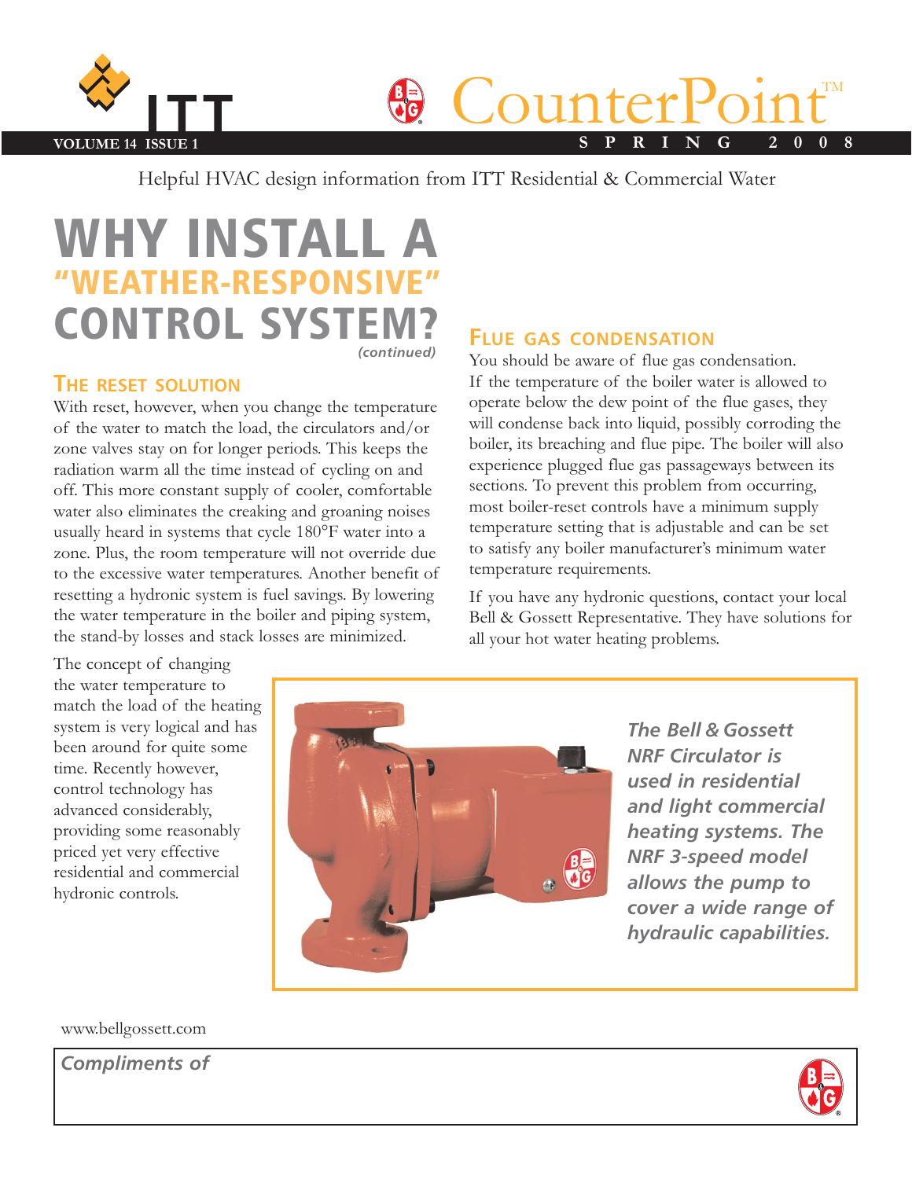Helpful HVAC design information from ITT Residential & Commercial Water

# WHY INSTALL A "WEATHER-RESPONSIVE" CONTROL SYSTEM?

*(continued)*

## The Reset Solution

With reset, however, when you change the temperature of the water to match the load, the circulators and/or zone valves stay on for longer periods. This keeps the radiation warm all the time instead of cycling on and off. This more constant supply of cooler, comfortable water also eliminates the creaking and groaning noises usually heard in systems that cycle 180°F water into a zone. Plus, the room temperature will not override due to the excessive water temperatures. Another benefit of resetting a hydronic system is fuel savings. By lowering the water temperature in the boiler and piping system, the stand-by losses and stack losses are minimized.

The concept of changing the water temperature to match the load of the heating system is very logical and has been around for quite some time. Recently however, control technology has advanced considerably, providing some reasonably priced yet very effective residential and commercial hydronic controls.

## Flue Gas Condensation

You should be aware of flue gas condensation. If the temperature of the boiler water is allowed to operate below the dew point of the flue gases, they will condense back into liquid, possibly corroding the boiler, its breaching and flue pipe. The boiler will also experience plugged flue gas passageways between its sections. To prevent this problem from occurring, most boiler-reset controls have a minimum supply temperature setting that is adjustable and can be set to satisfy any boiler manufacturer's minimum water temperature requirements.

If you have any hydronic questions, contact your local Bell & Gossett Representative. They have solutions for all your hot water heating problems.

*The Bell & Gossett NRF Circulator is used in residential and light commercial heating systems. The NRF 3-speed model allows the pump to cover a wide range of hydraulic capabilities.*

www.bellgossett.com

*Compliments of*